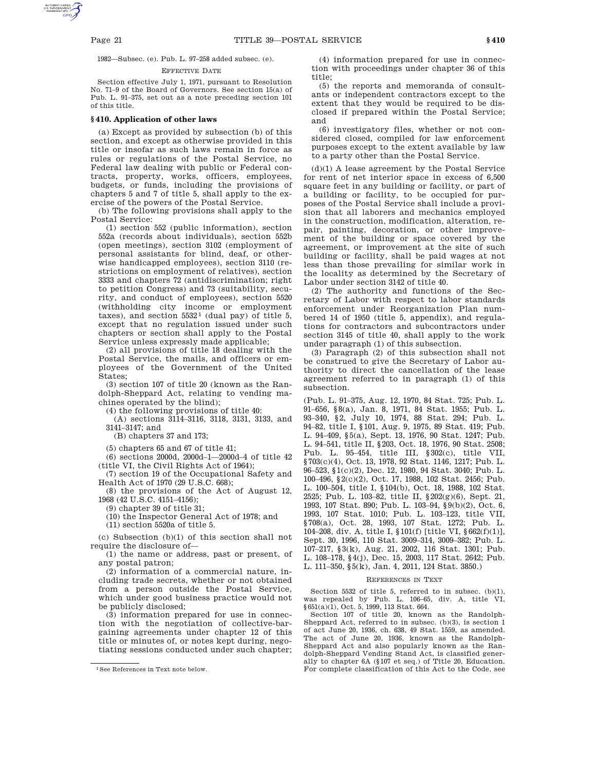1982—Subsec. (e). Pub. L. 97–258 added subsec. (e).

EFFECTIVE DATE

Section effective July 1, 1971, pursuant to Resolution No. 71–9 of the Board of Governors. See section 15(a) of Pub. L. 91–375, set out as a note preceding section 101 of this title.

### § 410. Application of other laws

(a) Except as provided by subsection (b) of this section, and except as otherwise provided in this title or insofar as such laws remain in force as rules or regulations of the Postal Service, no Federal law dealing with public or Federal contracts, property, works, officers, employees, budgets, or funds, including the provisions of chapters 5 and 7 of title 5, shall apply to the exercise of the powers of the Postal Service.

(b) The following provisions shall apply to the Postal Service:

(1) section 552 (public information), section 552a (records about individuals), section 552b (open meetings), section 3102 (employment of personal assistants for blind, deaf, or otherwise handicapped employees), section 3110 (restrictions on employment of relatives), section 3333 and chapters 72 (antidiscrimination; right to petition Congress) and 73 (suitability, security, and conduct of employees), section 5520 (withholding city income or employment taxes), and section 5532[1] (dual pay) of title 5, except that no regulation issued under such chapters or section shall apply to the Postal Service unless expressly made applicable;

(2) all provisions of title 18 dealing with the Postal Service, the mails, and officers or employees of the Government of the United States;

(3) section 107 of title 20 (known as the Randolph-Sheppard Act, relating to vending machines operated by the blind);

(4) the following provisions of title 40:

(A) sections 3114–3116, 3118, 3131, 3133, and 3141–3147; and

(B) chapters 37 and 173;

(5) chapters 65 and 67 of title 41;

(6) sections 2000d, 2000d–1—2000d–4 of title 42 (title VI, the Civil Rights Act of 1964);

(7) section 19 of the Occupational Safety and Health Act of 1970 (29 U.S.C. 668);

(8) the provisions of the Act of August 12, 1968 (42 U.S.C. 4151–4156);

(9) chapter 39 of title 31;

(10) the Inspector General Act of 1978; and

(11) section 5520a of title 5.

(c) Subsection (b)(1) of this section shall not require the disclosure of—

(1) the name or address, past or present, of any postal patron;

(2) information of a commercial nature, including trade secrets, whether or not obtained from a person outside the Postal Service, which under good business practice would not be publicly disclosed;

(3) information prepared for use in connection with the negotiation of collective-bargaining agreements under chapter 12 of this title or minutes of, or notes kept during, negotiating sessions conducted under such chapter;

(4) information prepared for use in connection with proceedings under chapter 36 of this title;

(5) the reports and memoranda of consultants or independent contractors except to the extent that they would be required to be disclosed if prepared within the Postal Service; and

(6) investigatory files, whether or not considered closed, compiled for law enforcement purposes except to the extent available by law to a party other than the Postal Service.

(d)(1) A lease agreement by the Postal Service for rent of net interior space in excess of 6,500 square feet in any building or facility, or part of a building or facility, to be occupied for purposes of the Postal Service shall include a provision that all laborers and mechanics employed in the construction, modification, alteration, repair, painting, decoration, or other improvement of the building or space covered by the agreement, or improvement at the site of such building or facility, shall be paid wages at not less than those prevailing for similar work in the locality as determined by the Secretary of Labor under section 3142 of title 40.

(2) The authority and functions of the Secretary of Labor with respect to labor standards enforcement under Reorganization Plan numbered 14 of 1950 (title 5, appendix), and regulations for contractors and subcontractors under section 3145 of title 40, shall apply to the work under paragraph (1) of this subsection.

(3) Paragraph (2) of this subsection shall not be construed to give the Secretary of Labor authority to direct the cancellation of the lease agreement referred to in paragraph (1) of this subsection.

(Pub. L. 91–375, Aug. 12, 1970, 84 Stat. 725; Pub. L. 91–656, § 8(a), Jan. 8, 1971, 84 Stat. 1955; Pub. L. 93–340, § 2, July 10, 1974, 88 Stat. 294; Pub. L. 94–82, title I, § 101, Aug. 9, 1975, 89 Stat. 419; Pub. L. 94–409, § 5(a), Sept. 13, 1976, 90 Stat. 1247; Pub. L. 94–541, title II, § 203, Oct. 18, 1976, 90 Stat. 2508; Pub. L. 95–454, title III, § 302(c), title VII, § 703(c)(4), Oct. 13, 1978, 92 Stat. 1146, 1217; Pub. L. 96–523, § 1(c)(2), Dec. 12, 1980, 94 Stat. 3040; Pub. L. 100–496, § 2(c)(2), Oct. 17, 1988, 102 Stat. 2456; Pub. L. 100–504, title I, § 104(b), Oct. 18, 1988, 102 Stat. 2525; Pub. L. 103–82, title II, § 202(g)(6), Sept. 21, 1993, 107 Stat. 890; Pub. L. 103–94, § 9(b)(2), Oct. 6, 1993, 107 Stat. 1010; Pub. L. 103–123, title VII, § 708(a), Oct. 28, 1993, 107 Stat. 1272; Pub. L. 104–208, div. A, title I, § 101(f) [title VI, § 662(f)(1)], Sept. 30, 1996, 110 Stat. 3009–314, 3009–382; Pub. L. 107–217, § 3(k), Aug. 21, 2002, 116 Stat. 1301; Pub. L. 108–178, § 4(j), Dec. 15, 2003, 117 Stat. 2642; Pub. L. 111–350, § 5(k), Jan. 4, 2011, 124 Stat. 3850.)

REFERENCES IN TEXT

Section 5532 of title 5, referred to in subsec. (b)(1), was repealed by Pub. L. 106–65, div. A, title VI, § 651(a)(1), Oct. 5, 1999, 113 Stat. 664.

Section 107 of title 20, known as the Randolph-Sheppard Act, referred to in subsec. (b)(3), is section 1 of act June 20, 1936, ch. 638, 49 Stat. 1559, as amended. The act of June 20, 1936, known as the Randolph-Sheppard Act and also popularly known as the Randolph-Sheppard Vending Stand Act, is classified generally to chapter 6A (§ 107 et seq.) of Title 20, Education. For complete classification of this Act to the Code, see

[1] See References in Text note below.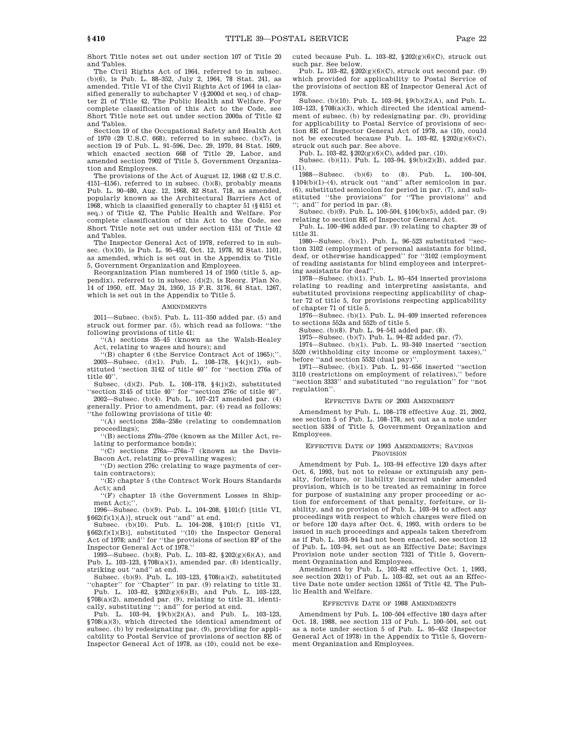Short Title notes set out under section 107 of Title 20 and Tables.

The Civil Rights Act of 1964, referred to in subsec. (b)(6), is Pub. L. 88–352, July 2, 1964, 78 Stat. 241, as amended. Title VI of the Civil Rights Act of 1964 is classified generally to subchapter V (§2000d et seq.) of chapter 21 of Title 42, The Public Health and Welfare. For complete classification of this Act to the Code, see Short Title note set out under section 2000a of Title 42 and Tables.

Section 19 of the Occupational Safety and Health Act of 1970 (29 U.S.C. 668), referred to in subsec. (b)(7), is section 19 of Pub. L. 91–596, Dec. 29, 1970, 84 Stat. 1609, which enacted section 668 of Title 29, Labor, and amended section 7902 of Title 5, Government Organization and Employees.

The provisions of the Act of August 12, 1968 (42 U.S.C. 4151–4156), referred to in subsec. (b)(8), probably means Pub. L. 90–480, Aug. 12, 1968, 82 Stat. 718, as amended, popularly known as the Architectural Barriers Act of 1968, which is classified generally to chapter 51 (§4151 et seq.) of Title 42, The Public Health and Welfare. For complete classification of this Act to the Code, see Short Title note set out under section 4151 of Title 42 and Tables.

The Inspector General Act of 1978, referred to in subsec. (b)(10), is Pub. L. 95–452, Oct. 12, 1978, 92 Stat. 1101, as amended, which is set out in the Appendix to Title 5, Government Organization and Employees.

Reorganization Plan numbered 14 of 1950 (title 5, appendix), referred to in subsec. (d)(2), is Reorg. Plan No. 14 of 1950, eff. May 24, 1950, 15 F.R. 3176, 64 Stat. 1267, which is set out in the Appendix to Title 5.

## Amendments

2011—Subsec. (b)(5). Pub. L. 111–350 added par. (5) and struck out former par. (5), which read as follows: ''the following provisions of title 41:

''(A) sections 35–45 (known as the Walsh-Healey Act, relating to wages and hours); and

''(B) chapter 6 (the Service Contract Act of 1965);''.

2003—Subsec. (d)(1). Pub. L. 108–178, §4(j)(1), substituted ''section 3142 of title 40'' for ''section 276a of title 40''.

Subsec. (d)(2). Pub. L. 108–178, §4(j)(2), substituted ''section 3145 of title 40'' for ''section 276c of title 40''.

2002—Subsec. (b)(4). Pub. L. 107–217 amended par. (4) generally. Prior to amendment, par. (4) read as follows: ''the following provisions of title 40:

''(A) sections 258a–258e (relating to condemnation proceedings);

''(B) sections 270a–270e (known as the Miller Act, relating to performance bonds);

''(C) sections 276a—276a–7 (known as the Davis-Bacon Act, relating to prevailing wages);

''(D) section 276c (relating to wage payments of certain contractors);

''(E) chapter 5 (the Contract Work Hours Standards Act); and

''(F) chapter 15 (the Government Losses in Shipment Act);''.

1996—Subsec. (b)(9). Pub. L. 104–208, §101(f) [title VI, §662(f)(1)(A)], struck out ''and'' at end.

Subsec. (b)(10). Pub. L. 104–208, §101(f) [title VI, §662(f)(1)(B)], substituted ''(10) the Inspector General Act of 1978; and'' for ''the provisions of section 8F of the Inspector General Act of 1978.''

1993—Subsec. (b)(8). Pub. L. 103–82, §202(g)(6)(A), and Pub. L. 103–123, §708(a)(1), amended par. (8) identically, striking out ''and'' at end.

Subsec. (b)(9). Pub. L. 103–123, §708(a)(2), substituted ''chapter'' for ''Chapter'' in par. (9) relating to title 31.

Pub. L. 103–82, §202(g)(6)(B), and Pub. L. 103–123, §708(a)(2), amended par. (9), relating to title 31, identically, substituting ''; and'' for period at end.

Pub. L. 103–94, §9(b)(2)(A), and Pub. L. 103–123, §708(a)(3), which directed the identical amendment of subsec. (b) by redesignating par. (9), providing for applicability to Postal Service of provisions of section 8E of Inspector General Act of 1978, as (10), could not be executed because Pub. L. 103–82, §202(g)(6)(C), struck out such par. See below.

Pub. L. 103–82, §202(g)(6)(C), struck out second par. (9) which provided for applicability to Postal Service of the provisions of section 8E of Inspector General Act of 1978.

Subsec. (b)(10). Pub. L. 103–94, §9(b)(2)(A), and Pub. L. 103–123, §708(a)(3), which directed the identical amendment of subsec. (b) by redesignating par. (9), providing for applicability to Postal Service of provisions of section 8E of Inspector General Act of 1978, as (10), could not be executed because Pub. L. 103–82, §202(g)(6)(C), struck out such par. See above.

Pub. L. 103–82, §202(g)(6)(C), added par. (10).

Subsec. (b)(11). Pub. L. 103–94, §9(b)(2)(B), added par. (11).

1988—Subsec. (b)(6) to (8). Pub. L. 100–504, §104(b)(1)–(4), struck out ''and'' after semicolon in par. (6), substituted semicolon for period in par. (7), and substituted ''the provisions'' for ''The provisions'' and ''; and'' for period in par. (8).

Subsec. (b)(9). Pub. L. 100–504, §104(b)(5), added par. (9) relating to section 8E of Inspector General Act.

Pub. L. 100–496 added par. (9) relating to chapter 39 of title 31.

1980—Subsec. (b)(1). Pub. L. 96–523 substituted ''section 3102 (employment of personal assistants for blind, deaf, or otherwise handicapped'' for ''3102 (employment of reading assistants for blind employees and interpreting assistants for deaf''.

1978—Subsec. (b)(1). Pub. L. 95–454 inserted provisions relating to reading and interpreting assistants, and substituted provisions respecting applicability of chapter 72 of title 5, for provisions respecting applicability of chapter 71 of title 5.

1976—Subsec. (b)(1). Pub. L. 94–409 inserted references to sections 552a and 552b of title 5.

Subsec. (b)(8). Pub. L. 94–541 added par. (8).

1975—Subsec. (b)(7). Pub. L. 94–82 added par. (7).

1974—Subsec. (b)(1). Pub. L. 93–340 inserted ''section 5520 (withholding city income or employment taxes),'' before ''and section 5532 (dual pay)''.

1971—Subsec. (b)(1). Pub. L. 91–656 inserted ''section 3110 (restrictions on employment of relatives),'' before ''section 3333'' and substituted ''no regulation'' for ''not regulation''.

## Effective Date of 2003 Amendment

Amendment by Pub. L. 108–178 effective Aug. 21, 2002, see section 5 of Pub. L. 108–178, set out as a note under section 5334 of Title 5, Government Organization and Employees.

## Effective Date of 1993 Amendments; Savings Provision

Amendment by Pub. L. 103–94 effective 120 days after Oct. 6, 1993, but not to release or extinguish any penalty, forfeiture, or liability incurred under amended provision, which is to be treated as remaining in force for purpose of sustaining any proper proceeding or action for enforcement of that penalty, forfeiture, or liability, and no provision of Pub. L. 103–94 to affect any proceedings with respect to which charges were filed on or before 120 days after Oct. 6, 1993, with orders to be issued in such proceedings and appeals taken therefrom as if Pub. L. 103–94 had not been enacted, see section 12 of Pub. L. 103–94, set out as an Effective Date; Savings Provision note under section 7321 of Title 5, Government Organization and Employees.

Amendment by Pub. L. 103–82 effective Oct. 1, 1993, see section 202(i) of Pub. L. 103–82, set out as an Effective Date note under section 12651 of Title 42, The Public Health and Welfare.

## Effective Date of 1988 Amendments

Amendment by Pub. L. 100–504 effective 180 days after Oct. 18, 1988, see section 113 of Pub. L. 100–504, set out as a note under section 5 of Pub. L. 95–452 (Inspector General Act of 1978) in the Appendix to Title 5, Government Organization and Employees.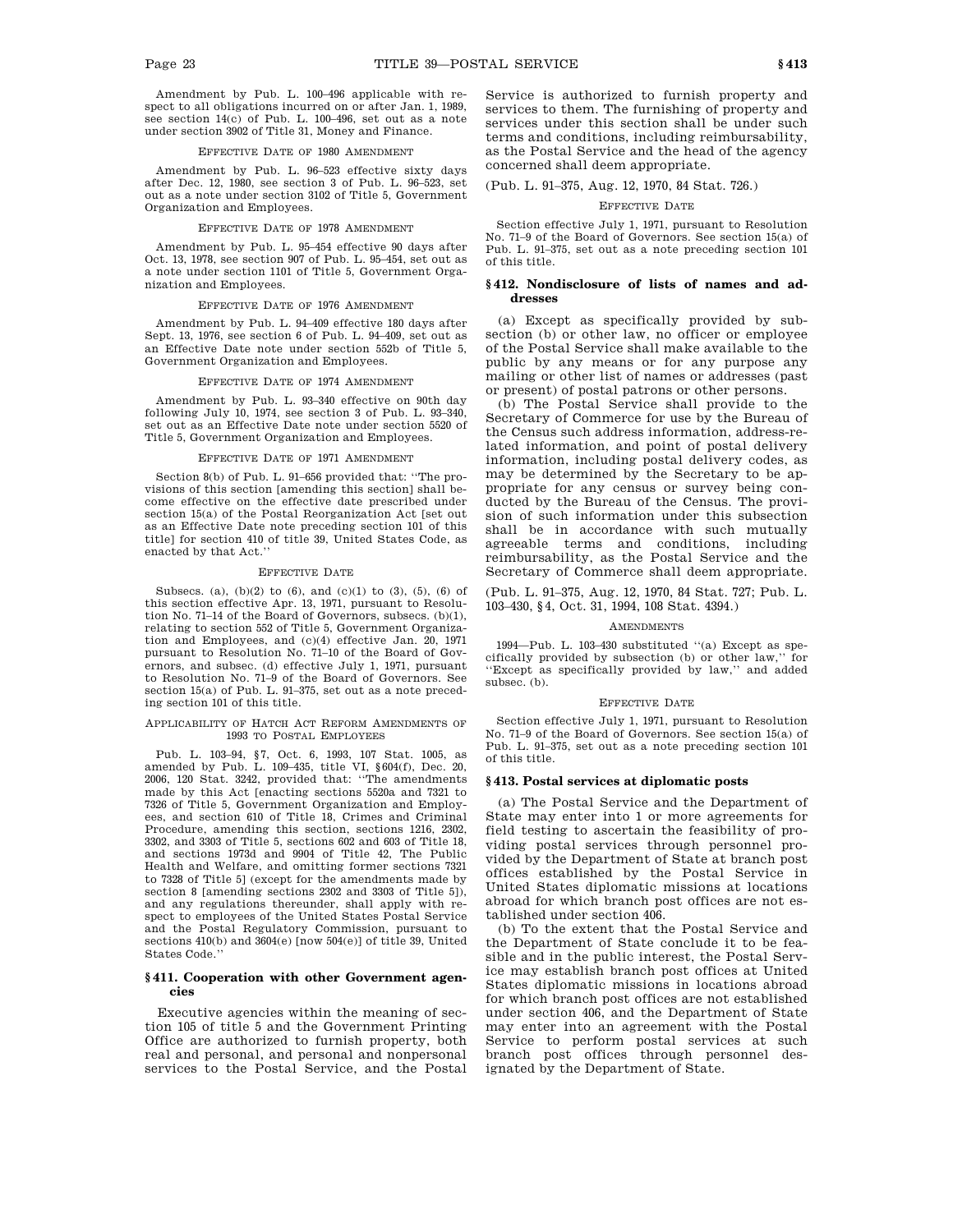Amendment by Pub. L. 100–496 applicable with respect to all obligations incurred on or after Jan. 1, 1989, see section 14(c) of Pub. L. 100–496, set out as a note under section 3902 of Title 31, Money and Finance.

EFFECTIVE DATE OF 1980 AMENDMENT

Amendment by Pub. L. 96–523 effective sixty days after Dec. 12, 1980, see section 3 of Pub. L. 96–523, set out as a note under section 3102 of Title 5, Government Organization and Employees.

EFFECTIVE DATE OF 1978 AMENDMENT

Amendment by Pub. L. 95–454 effective 90 days after Oct. 13, 1978, see section 907 of Pub. L. 95–454, set out as a note under section 1101 of Title 5, Government Organization and Employees.

EFFECTIVE DATE OF 1976 AMENDMENT

Amendment by Pub. L. 94–409 effective 180 days after Sept. 13, 1976, see section 6 of Pub. L. 94–409, set out as an Effective Date note under section 552b of Title 5, Government Organization and Employees.

EFFECTIVE DATE OF 1974 AMENDMENT

Amendment by Pub. L. 93–340 effective on 90th day following July 10, 1974, see section 3 of Pub. L. 93–340, set out as an Effective Date note under section 5520 of Title 5, Government Organization and Employees.

EFFECTIVE DATE OF 1971 AMENDMENT

Section 8(b) of Pub. L. 91–656 provided that: ''The provisions of this section [amending this section] shall become effective on the effective date prescribed under section 15(a) of the Postal Reorganization Act [set out as an Effective Date note preceding section 101 of this title] for section 410 of title 39, United States Code, as enacted by that Act.''

EFFECTIVE DATE

Subsecs. (a), (b)(2) to (6), and (c)(1) to (3), (5), (6) of this section effective Apr. 13, 1971, pursuant to Resolution No. 71–14 of the Board of Governors, subsecs. (b)(1), relating to section 552 of Title 5, Government Organization and Employees, and (c)(4) effective Jan. 20, 1971 pursuant to Resolution No. 71–10 of the Board of Governors, and subsec. (d) effective July 1, 1971, pursuant to Resolution No. 71–9 of the Board of Governors. See section 15(a) of Pub. L. 91–375, set out as a note preceding section 101 of this title.

APPLICABILITY OF HATCH ACT REFORM AMENDMENTS OF 1993 TO POSTAL EMPLOYEES

Pub. L. 103–94, §7, Oct. 6, 1993, 107 Stat. 1005, as amended by Pub. L. 109–435, title VI, §604(f), Dec. 20, 2006, 120 Stat. 3242, provided that: ''The amendments made by this Act [enacting sections 5520a and 7321 to 7326 of Title 5, Government Organization and Employees, and section 610 of Title 18, Crimes and Criminal Procedure, amending this section, sections 1216, 2302, 3302, and 3303 of Title 5, sections 602 and 603 of Title 18, and sections 1973d and 9904 of Title 42, The Public Health and Welfare, and omitting former sections 7321 to 7328 of Title 5] (except for the amendments made by section 8 [amending sections 2302 and 3303 of Title 5]), and any regulations thereunder, shall apply with respect to employees of the United States Postal Service and the Postal Regulatory Commission, pursuant to sections 410(b) and 3604(e) [now 504(e)] of title 39, United States Code.''

## § 411. Cooperation with other Government agencies

Executive agencies within the meaning of section 105 of title 5 and the Government Printing Office are authorized to furnish property, both real and personal, and personal and nonpersonal services to the Postal Service, and the Postal Service is authorized to furnish property and services to them. The furnishing of property and services under this section shall be under such terms and conditions, including reimbursability, as the Postal Service and the head of the agency concerned shall deem appropriate.

(Pub. L. 91–375, Aug. 12, 1970, 84 Stat. 726.)

EFFECTIVE DATE

Section effective July 1, 1971, pursuant to Resolution No. 71–9 of the Board of Governors. See section 15(a) of Pub. L. 91–375, set out as a note preceding section 101 of this title.

## § 412. Nondisclosure of lists of names and addresses

(a) Except as specifically provided by subsection (b) or other law, no officer or employee of the Postal Service shall make available to the public by any means or for any purpose any mailing or other list of names or addresses (past or present) of postal patrons or other persons.

(b) The Postal Service shall provide to the Secretary of Commerce for use by the Bureau of the Census such address information, address-related information, and point of postal delivery information, including postal delivery codes, as may be determined by the Secretary to be appropriate for any census or survey being conducted by the Bureau of the Census. The provision of such information under this subsection shall be in accordance with such mutually agreeable terms and conditions, including reimbursability, as the Postal Service and the Secretary of Commerce shall deem appropriate.

(Pub. L. 91–375, Aug. 12, 1970, 84 Stat. 727; Pub. L. 103–430, §4, Oct. 31, 1994, 108 Stat. 4394.)

AMENDMENTS

1994—Pub. L. 103–430 substituted ''(a) Except as specifically provided by subsection (b) or other law,'' for ''Except as specifically provided by law,'' and added subsec. (b).

EFFECTIVE DATE

Section effective July 1, 1971, pursuant to Resolution No. 71–9 of the Board of Governors. See section 15(a) of Pub. L. 91–375, set out as a note preceding section 101 of this title.

## § 413. Postal services at diplomatic posts

(a) The Postal Service and the Department of State may enter into 1 or more agreements for field testing to ascertain the feasibility of providing postal services through personnel provided by the Department of State at branch post offices established by the Postal Service in United States diplomatic missions at locations abroad for which branch post offices are not established under section 406.

(b) To the extent that the Postal Service and the Department of State conclude it to be feasible and in the public interest, the Postal Service may establish branch post offices at United States diplomatic missions in locations abroad for which branch post offices are not established under section 406, and the Department of State may enter into an agreement with the Postal Service to perform postal services at such branch post offices through personnel designated by the Department of State.